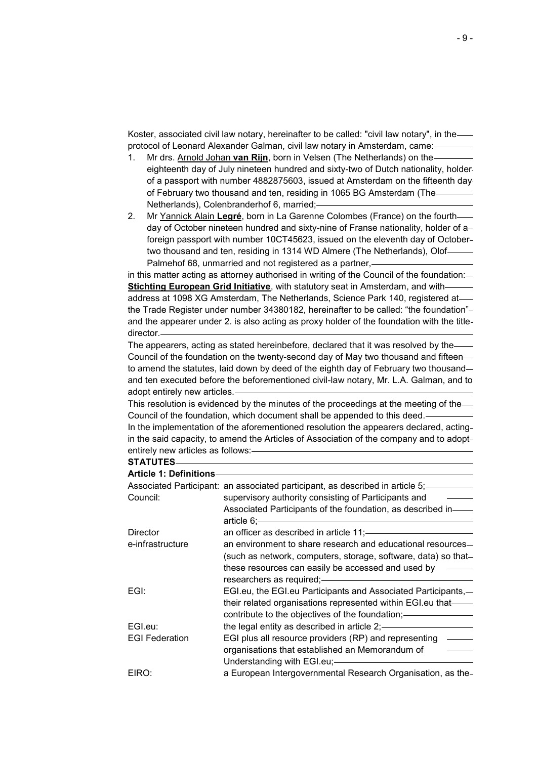Koster, associated civil law notary, hereinafter to be called: "civil law notary", in the protocol of Leonard Alexander Galman, civil law notary in Amsterdam, came:

1. Mr drs. Arnold Johan **van Rijn**, born in Velsen (The Netherlands) on the eighteenth day of July nineteen hundred and sixty-two of Dutch nationality, holder of a passport with number 4882875603, issued at Amsterdam on the fifteenth day of February two thousand and ten, residing in 1065 BG Amsterdam (The Netherlands), Colenbranderhof 6, married;
2. Mr Yannick Alain **Legré**, born in La Garenne Colombes (France) on the fourth day of October nineteen hundred and sixty-nine of Franse nationality, holder of a foreign passport with number 10CT45623, issued on the eleventh day of October two thousand and ten, residing in 1314 WD Almere (The Netherlands), Olof Palmehof 68, unmarried and not registered as a partner,

in this matter acting as attorney authorised in writing of the Council of the foundation: **Stichting European Grid Initiative**, with statutory seat in Amsterdam, and with address at 1098 XG Amsterdam, The Netherlands, Science Park 140, registered at the Trade Register under number 34380182, hereinafter to be called: "the foundation" and the appearer under 2. is also acting as proxy holder of the foundation with the title director.

The appearers, acting as stated hereinbefore, declared that it was resolved by the Council of the foundation on the twenty-second day of May two thousand and fifteen to amend the statutes, laid down by deed of the eighth day of February two thousand and ten executed before the beforementioned civil-law notary, Mr. L.A. Galman, and to adopt entirely new articles.

This resolution is evidenced by the minutes of the proceedings at the meeting of the Council of the foundation, which document shall be appended to this deed.

In the implementation of the aforementioned resolution the appearers declared, acting in the said capacity, to amend the Articles of Association of the company and to adopt entirely new articles as follows:

**STATUTES**

**Article 1: Definitions**

| | |
|---|---|
| Associated Participant: | an associated participant, as described in article 5; |
| Council: | supervisory authority consisting of Participants and Associated Participants of the foundation, as described in article 6; |
| Director | an officer as described in article 11; |
| e-infrastructure | an environment to share research and educational resources (such as network, computers, storage, software, data) so that these resources can easily be accessed and used by researchers as required; |
| EGI: | EGI.eu, the EGI.eu Participants and Associated Participants, their related organisations represented within EGI.eu that contribute to the objectives of the foundation; |
| EGI.eu: | the legal entity as described in article 2; |
| EGI Federation | EGI plus all resource providers (RP) and representing organisations that established an Memorandum of Understanding with EGI.eu; |
| EIRO: | a European Intergovernmental Research Organisation, as the |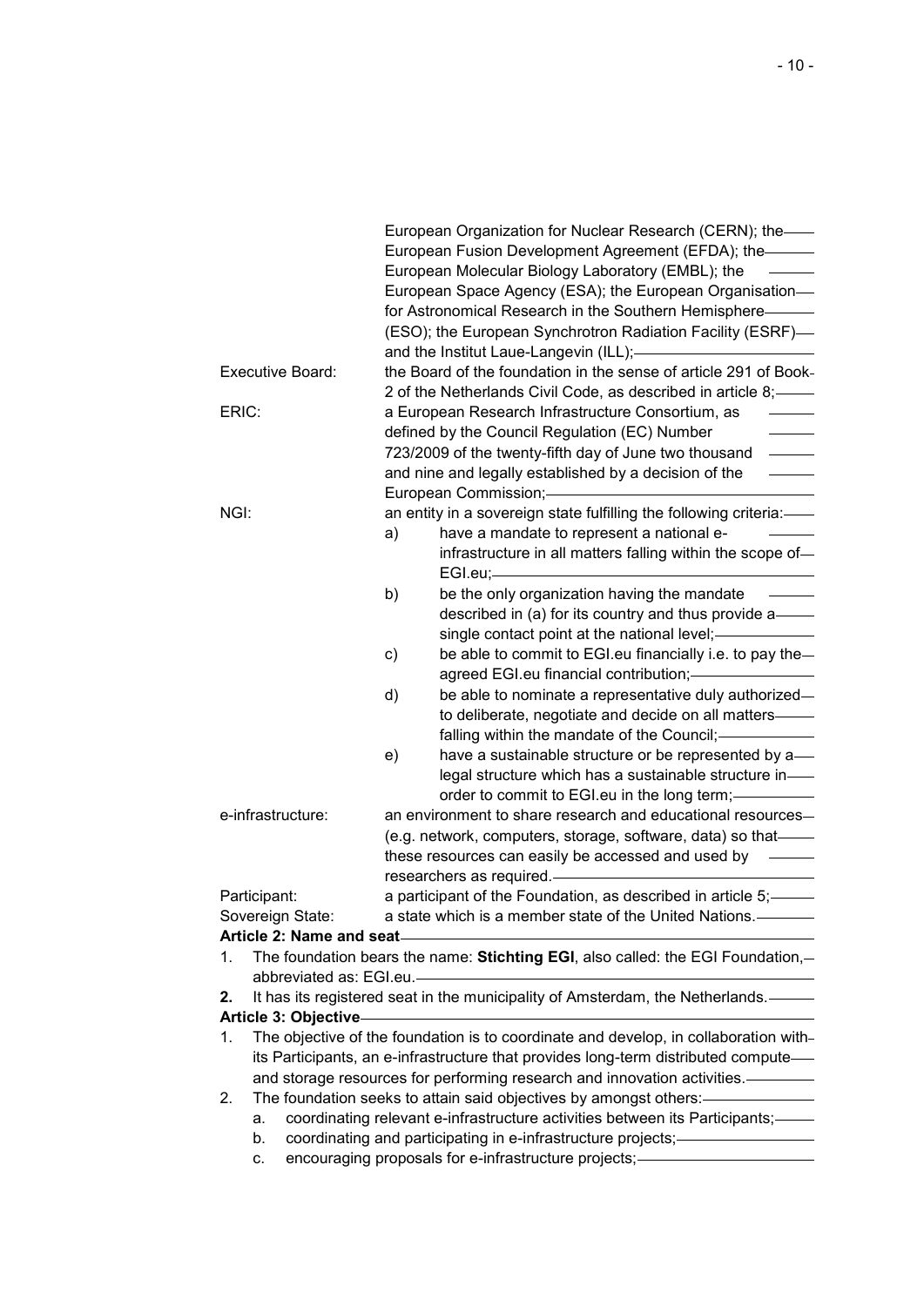European Organization for Nuclear Research (CERN); the European Fusion Development Agreement (EFDA); the European Molecular Biology Laboratory (EMBL); the European Space Agency (ESA); the European Organisation for Astronomical Research in the Southern Hemisphere (ESO); the European Synchrotron Radiation Facility (ESRF) and the Institut Laue-Langevin (ILL);

Executive Board: the Board of the foundation in the sense of article 291 of Book 2 of the Netherlands Civil Code, as described in article 8;

ERIC: a European Research Infrastructure Consortium, as defined by the Council Regulation (EC) Number 723/2009 of the twenty-fifth day of June two thousand and nine and legally established by a decision of the European Commission;

NGI: an entity in a sovereign state fulfilling the following criteria:

a) have a mandate to represent a national e-infrastructure in all matters falling within the scope of EGI.eu;
b) be the only organization having the mandate described in (a) for its country and thus provide a single contact point at the national level;
c) be able to commit to EGI.eu financially i.e. to pay the agreed EGI.eu financial contribution;
d) be able to nominate a representative duly authorized to deliberate, negotiate and decide on all matters falling within the mandate of the Council;
e) have a sustainable structure or be represented by a legal structure which has a sustainable structure in order to commit to EGI.eu in the long term;

e-infrastructure: an environment to share research and educational resources (e.g. network, computers, storage, software, data) so that these resources can easily be accessed and used by researchers as required.

Participant: a participant of the Foundation, as described in article 5;

Sovereign State: a state which is a member state of the United Nations.

**Article 2: Name and seat**

1. The foundation bears the name: **Stichting EGI**, also called: the EGI Foundation, abbreviated as: EGI.eu.
2. It has its registered seat in the municipality of Amsterdam, the Netherlands.

**Article 3: Objective**

1. The objective of the foundation is to coordinate and develop, in collaboration with its Participants, an e-infrastructure that provides long-term distributed compute and storage resources for performing research and innovation activities.
2. The foundation seeks to attain said objectives by amongst others:
   a. coordinating relevant e-infrastructure activities between its Participants;
   b. coordinating and participating in e-infrastructure projects;
   c. encouraging proposals for e-infrastructure projects;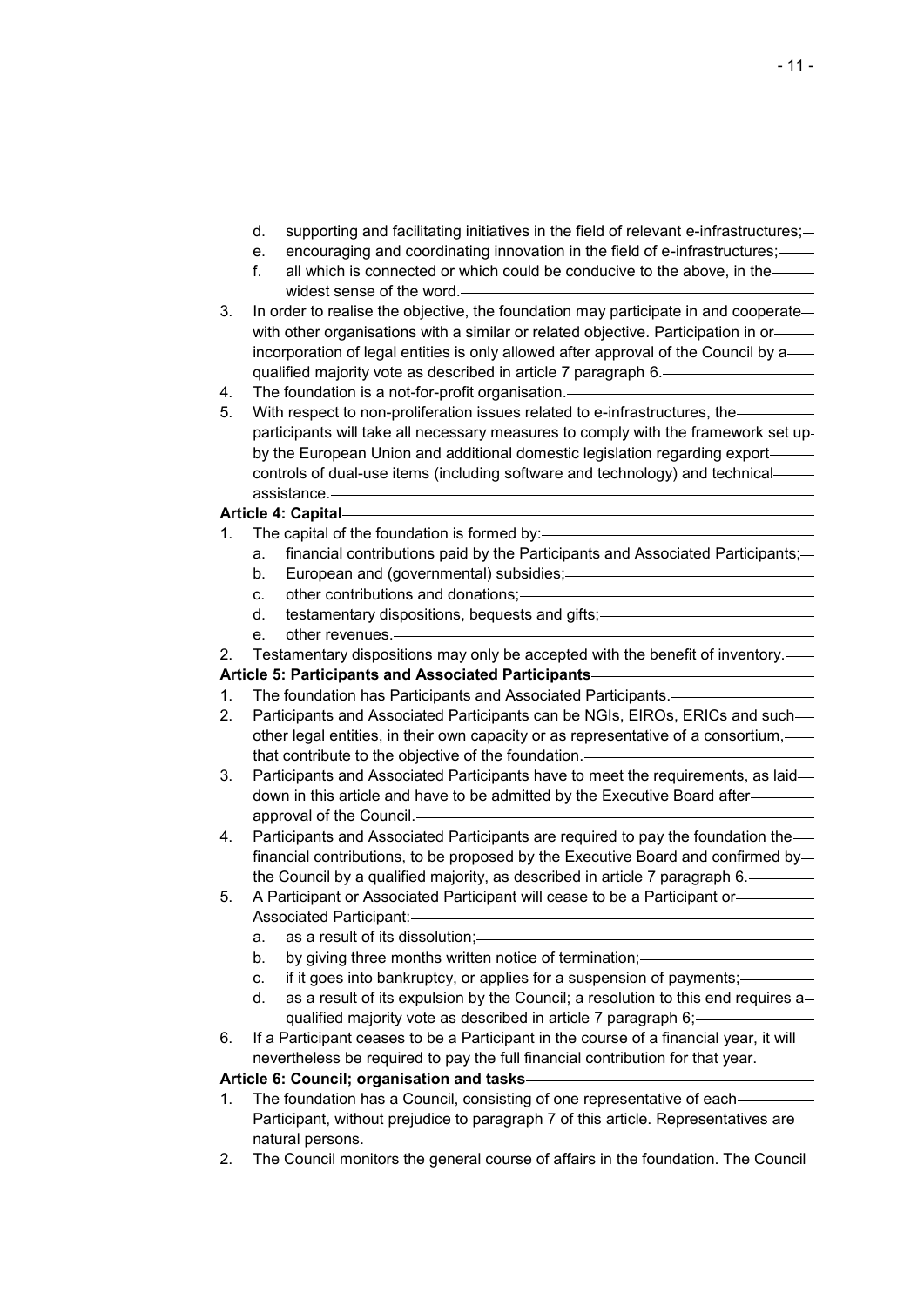d. supporting and facilitating initiatives in the field of relevant e-infrastructures;
e. encouraging and coordinating innovation in the field of e-infrastructures;
f. all which is connected or which could be conducive to the above, in the widest sense of the word.

3. In order to realise the objective, the foundation may participate in and cooperate with other organisations with a similar or related objective. Participation in or incorporation of legal entities is only allowed after approval of the Council by a qualified majority vote as described in article 7 paragraph 6.
4. The foundation is a not-for-profit organisation.
5. With respect to non-proliferation issues related to e-infrastructures, the participants will take all necessary measures to comply with the framework set up by the European Union and additional domestic legislation regarding export controls of dual-use items (including software and technology) and technical assistance.

**Article 4: Capital**

1. The capital of the foundation is formed by:
   a. financial contributions paid by the Participants and Associated Participants;
   b. European and (governmental) subsidies;
   c. other contributions and donations;
   d. testamentary dispositions, bequests and gifts;
   e. other revenues.
2. Testamentary dispositions may only be accepted with the benefit of inventory.

**Article 5: Participants and Associated Participants**

1. The foundation has Participants and Associated Participants.
2. Participants and Associated Participants can be NGIs, EIROs, ERICs and such other legal entities, in their own capacity or as representative of a consortium, that contribute to the objective of the foundation.
3. Participants and Associated Participants have to meet the requirements, as laid down in this article and have to be admitted by the Executive Board after approval of the Council.
4. Participants and Associated Participants are required to pay the foundation the financial contributions, to be proposed by the Executive Board and confirmed by the Council by a qualified majority, as described in article 7 paragraph 6.
5. A Participant or Associated Participant will cease to be a Participant or Associated Participant:
   a. as a result of its dissolution;
   b. by giving three months written notice of termination;
   c. if it goes into bankruptcy, or applies for a suspension of payments;
   d. as a result of its expulsion by the Council; a resolution to this end requires a qualified majority vote as described in article 7 paragraph 6;
6. If a Participant ceases to be a Participant in the course of a financial year, it will nevertheless be required to pay the full financial contribution for that year.

**Article 6: Council; organisation and tasks**

1. The foundation has a Council, consisting of one representative of each Participant, without prejudice to paragraph 7 of this article. Representatives are natural persons.
2. The Council monitors the general course of affairs in the foundation. The Council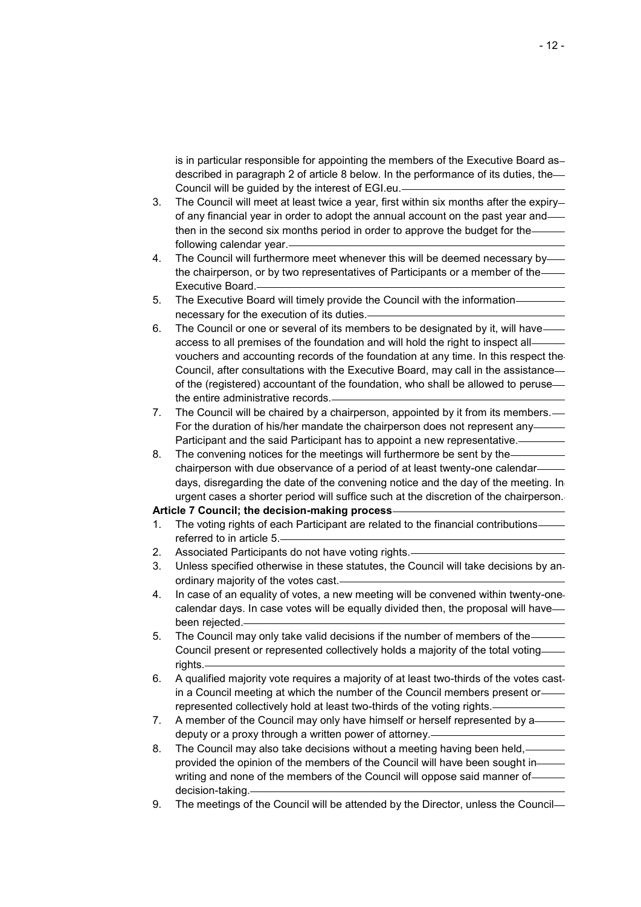is in particular responsible for appointing the members of the Executive Board as described in paragraph 2 of article 8 below. In the performance of its duties, the Council will be guided by the interest of EGI.eu.

3. The Council will meet at least twice a year, first within six months after the expiry of any financial year in order to adopt the annual account on the past year and then in the second six months period in order to approve the budget for the following calendar year.
4. The Council will furthermore meet whenever this will be deemed necessary by the chairperson, or by two representatives of Participants or a member of the Executive Board.
5. The Executive Board will timely provide the Council with the information necessary for the execution of its duties.
6. The Council or one or several of its members to be designated by it, will have access to all premises of the foundation and will hold the right to inspect all vouchers and accounting records of the foundation at any time. In this respect the Council, after consultations with the Executive Board, may call in the assistance of the (registered) accountant of the foundation, who shall be allowed to peruse the entire administrative records.
7. The Council will be chaired by a chairperson, appointed by it from its members. For the duration of his/her mandate the chairperson does not represent any Participant and the said Participant has to appoint a new representative.
8. The convening notices for the meetings will furthermore be sent by the chairperson with due observance of a period of at least twenty-one calendar days, disregarding the date of the convening notice and the day of the meeting. In urgent cases a shorter period will suffice such at the discretion of the chairperson.

**Article 7 Council; the decision-making process**

1. The voting rights of each Participant are related to the financial contributions referred to in article 5.
2. Associated Participants do not have voting rights.
3. Unless specified otherwise in these statutes, the Council will take decisions by an ordinary majority of the votes cast.
4. In case of an equality of votes, a new meeting will be convened within twenty-one calendar days. In case votes will be equally divided then, the proposal will have been rejected.
5. The Council may only take valid decisions if the number of members of the Council present or represented collectively holds a majority of the total voting rights.
6. A qualified majority vote requires a majority of at least two-thirds of the votes cast in a Council meeting at which the number of the Council members present or represented collectively hold at least two-thirds of the voting rights.
7. A member of the Council may only have himself or herself represented by a deputy or a proxy through a written power of attorney.
8. The Council may also take decisions without a meeting having been held, provided the opinion of the members of the Council will have been sought in writing and none of the members of the Council will oppose said manner of decision-taking.
9. The meetings of the Council will be attended by the Director, unless the Council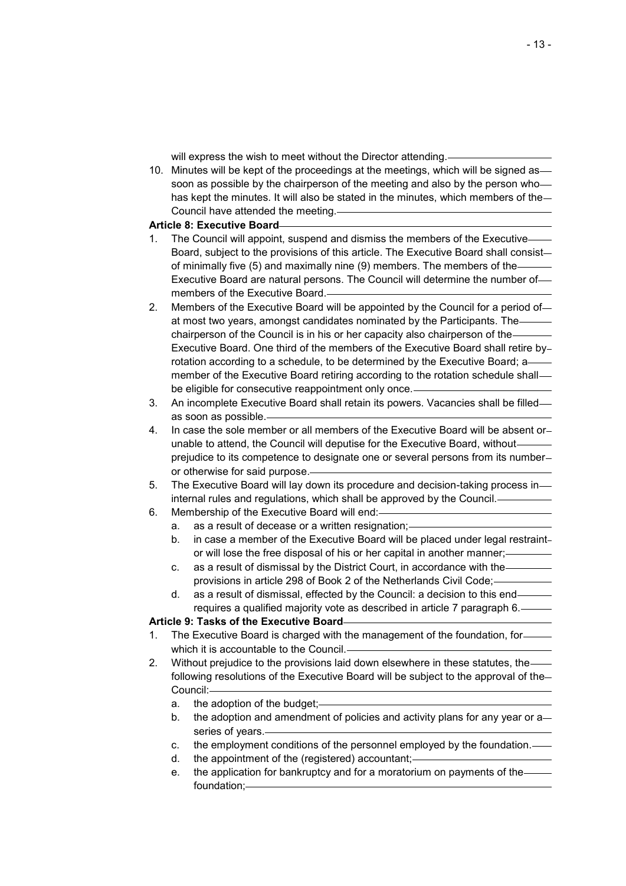will express the wish to meet without the Director attending.

10. Minutes will be kept of the proceedings at the meetings, which will be signed as soon as possible by the chairperson of the meeting and also by the person who has kept the minutes. It will also be stated in the minutes, which members of the Council have attended the meeting.

**Article 8: Executive Board**

1. The Council will appoint, suspend and dismiss the members of the Executive Board, subject to the provisions of this article. The Executive Board shall consist of minimally five (5) and maximally nine (9) members. The members of the Executive Board are natural persons. The Council will determine the number of members of the Executive Board.
2. Members of the Executive Board will be appointed by the Council for a period of at most two years, amongst candidates nominated by the Participants. The chairperson of the Council is in his or her capacity also chairperson of the Executive Board. One third of the members of the Executive Board shall retire by rotation according to a schedule, to be determined by the Executive Board; a member of the Executive Board retiring according to the rotation schedule shall be eligible for consecutive reappointment only once.
3. An incomplete Executive Board shall retain its powers. Vacancies shall be filled as soon as possible.
4. In case the sole member or all members of the Executive Board will be absent or unable to attend, the Council will deputise for the Executive Board, without prejudice to its competence to designate one or several persons from its number or otherwise for said purpose.
5. The Executive Board will lay down its procedure and decision-taking process in internal rules and regulations, which shall be approved by the Council.
6. Membership of the Executive Board will end:
   a. as a result of decease or a written resignation;
   b. in case a member of the Executive Board will be placed under legal restraint or will lose the free disposal of his or her capital in another manner;
   c. as a result of dismissal by the District Court, in accordance with the provisions in article 298 of Book 2 of the Netherlands Civil Code;
   d. as a result of dismissal, effected by the Council: a decision to this end requires a qualified majority vote as described in article 7 paragraph 6.

**Article 9: Tasks of the Executive Board**

1. The Executive Board is charged with the management of the foundation, for which it is accountable to the Council.
2. Without prejudice to the provisions laid down elsewhere in these statutes, the following resolutions of the Executive Board will be subject to the approval of the Council:
   a. the adoption of the budget;
   b. the adoption and amendment of policies and activity plans for any year or a series of years.
   c. the employment conditions of the personnel employed by the foundation.
   d. the appointment of the (registered) accountant;
   e. the application for bankruptcy and for a moratorium on payments of the foundation;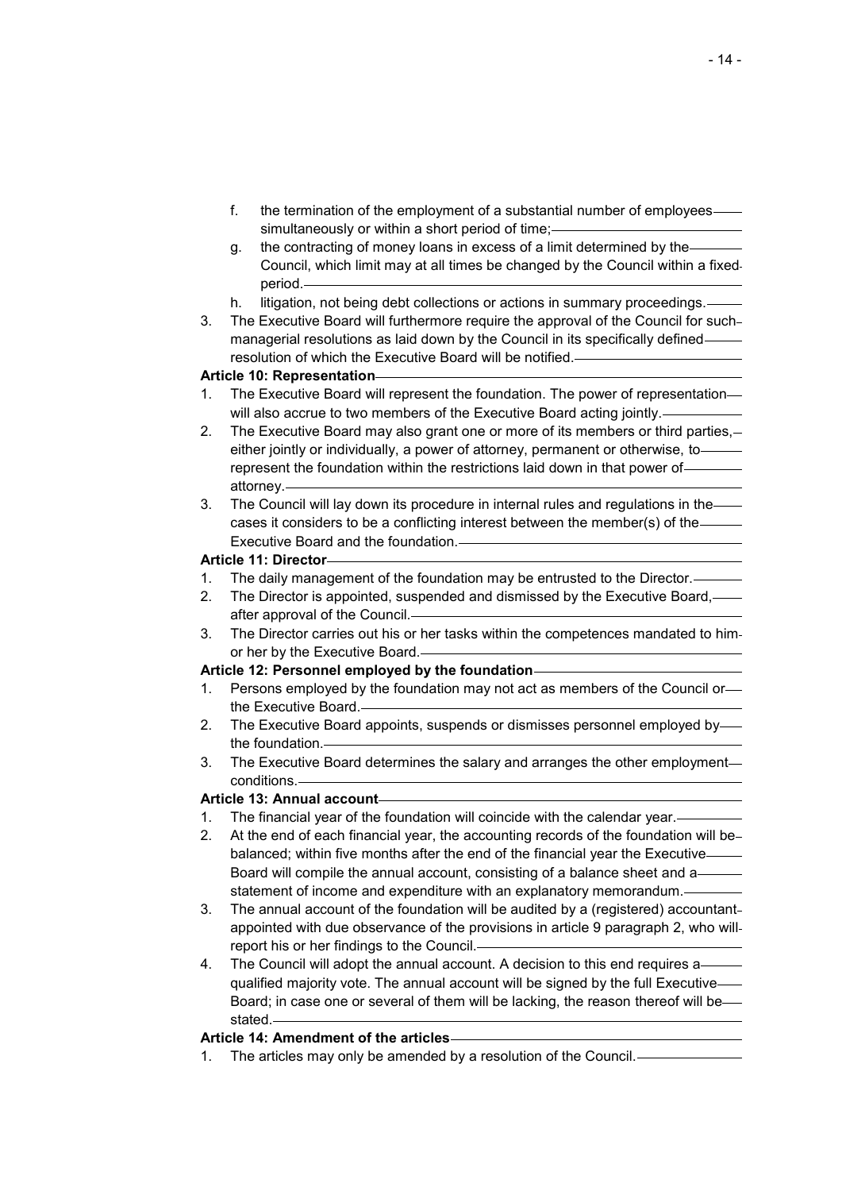f. the termination of the employment of a substantial number of employees simultaneously or within a short period of time;
g. the contracting of money loans in excess of a limit determined by the Council, which limit may at all times be changed by the Council within a fixed period.
h. litigation, not being debt collections or actions in summary proceedings.

3. The Executive Board will furthermore require the approval of the Council for such managerial resolutions as laid down by the Council in its specifically defined resolution of which the Executive Board will be notified.

**Article 10: Representation**

1. The Executive Board will represent the foundation. The power of representation will also accrue to two members of the Executive Board acting jointly.
2. The Executive Board may also grant one or more of its members or third parties, either jointly or individually, a power of attorney, permanent or otherwise, to represent the foundation within the restrictions laid down in that power of attorney.
3. The Council will lay down its procedure in internal rules and regulations in the cases it considers to be a conflicting interest between the member(s) of the Executive Board and the foundation.

**Article 11: Director**

1. The daily management of the foundation may be entrusted to the Director.
2. The Director is appointed, suspended and dismissed by the Executive Board, after approval of the Council.
3. The Director carries out his or her tasks within the competences mandated to him or her by the Executive Board.

**Article 12: Personnel employed by the foundation**

1. Persons employed by the foundation may not act as members of the Council or the Executive Board.
2. The Executive Board appoints, suspends or dismisses personnel employed by the foundation.
3. The Executive Board determines the salary and arranges the other employment conditions.

**Article 13: Annual account**

1. The financial year of the foundation will coincide with the calendar year.
2. At the end of each financial year, the accounting records of the foundation will be balanced; within five months after the end of the financial year the Executive Board will compile the annual account, consisting of a balance sheet and a statement of income and expenditure with an explanatory memorandum.
3. The annual account of the foundation will be audited by a (registered) accountant appointed with due observance of the provisions in article 9 paragraph 2, who will report his or her findings to the Council.
4. The Council will adopt the annual account. A decision to this end requires a qualified majority vote. The annual account will be signed by the full Executive Board; in case one or several of them will be lacking, the reason thereof will be stated.

**Article 14: Amendment of the articles**

1. The articles may only be amended by a resolution of the Council.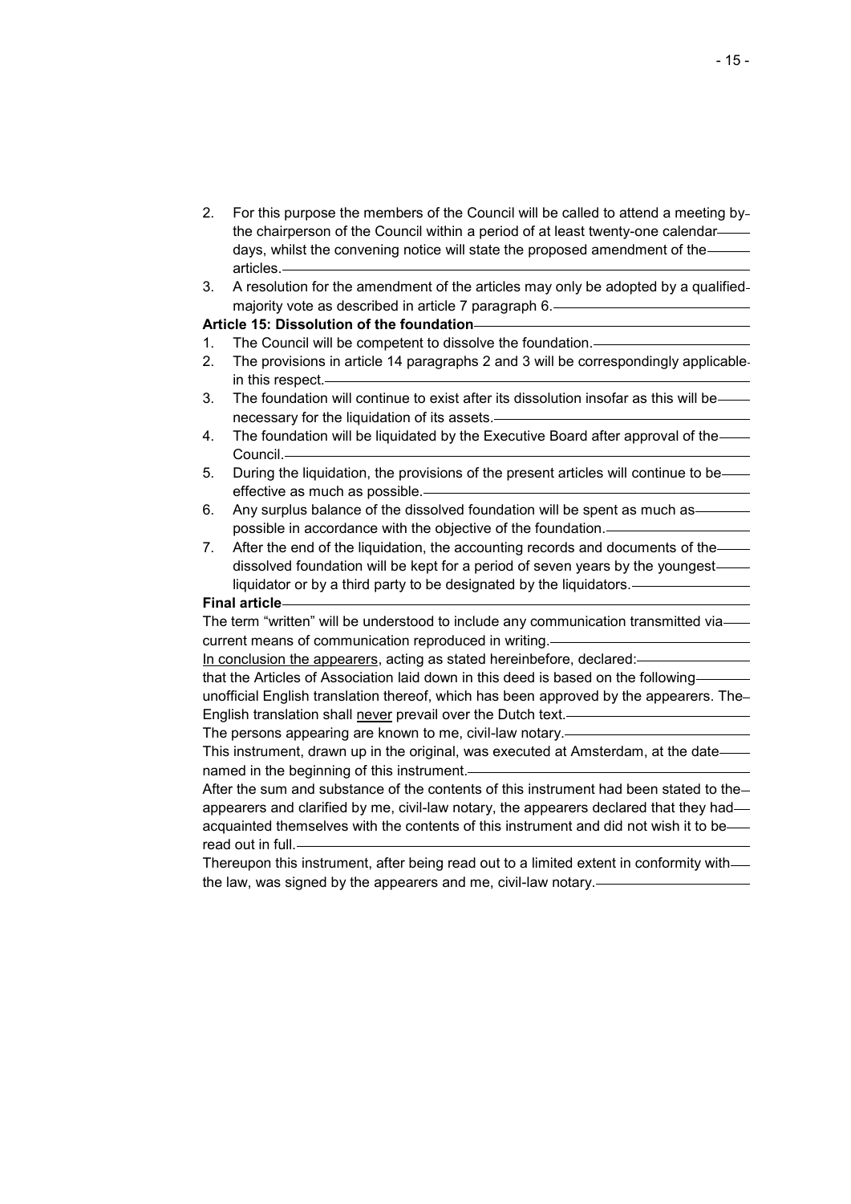2. For this purpose the members of the Council will be called to attend a meeting by the chairperson of the Council within a period of at least twenty-one calendar days, whilst the convening notice will state the proposed amendment of the articles.
3. A resolution for the amendment of the articles may only be adopted by a qualified majority vote as described in article 7 paragraph 6.

**Article 15: Dissolution of the foundation**

1. The Council will be competent to dissolve the foundation.
2. The provisions in article 14 paragraphs 2 and 3 will be correspondingly applicable in this respect.
3. The foundation will continue to exist after its dissolution insofar as this will be necessary for the liquidation of its assets.
4. The foundation will be liquidated by the Executive Board after approval of the Council.
5. During the liquidation, the provisions of the present articles will continue to be effective as much as possible.
6. Any surplus balance of the dissolved foundation will be spent as much as possible in accordance with the objective of the foundation.
7. After the end of the liquidation, the accounting records and documents of the dissolved foundation will be kept for a period of seven years by the youngest liquidator or by a third party to be designated by the liquidators.

**Final article**

The term “written” will be understood to include any communication transmitted via current means of communication reproduced in writing.

In conclusion the appearers, acting as stated hereinbefore, declared:
that the Articles of Association laid down in this deed is based on the following unofficial English translation thereof, which has been approved by the appearers. The English translation shall never prevail over the Dutch text.

The persons appearing are known to me, civil-law notary.

This instrument, drawn up in the original, was executed at Amsterdam, at the date named in the beginning of this instrument.

After the sum and substance of the contents of this instrument had been stated to the appearers and clarified by me, civil-law notary, the appearers declared that they had acquainted themselves with the contents of this instrument and did not wish it to be read out in full.

Thereupon this instrument, after being read out to a limited extent in conformity with the law, was signed by the appearers and me, civil-law notary.